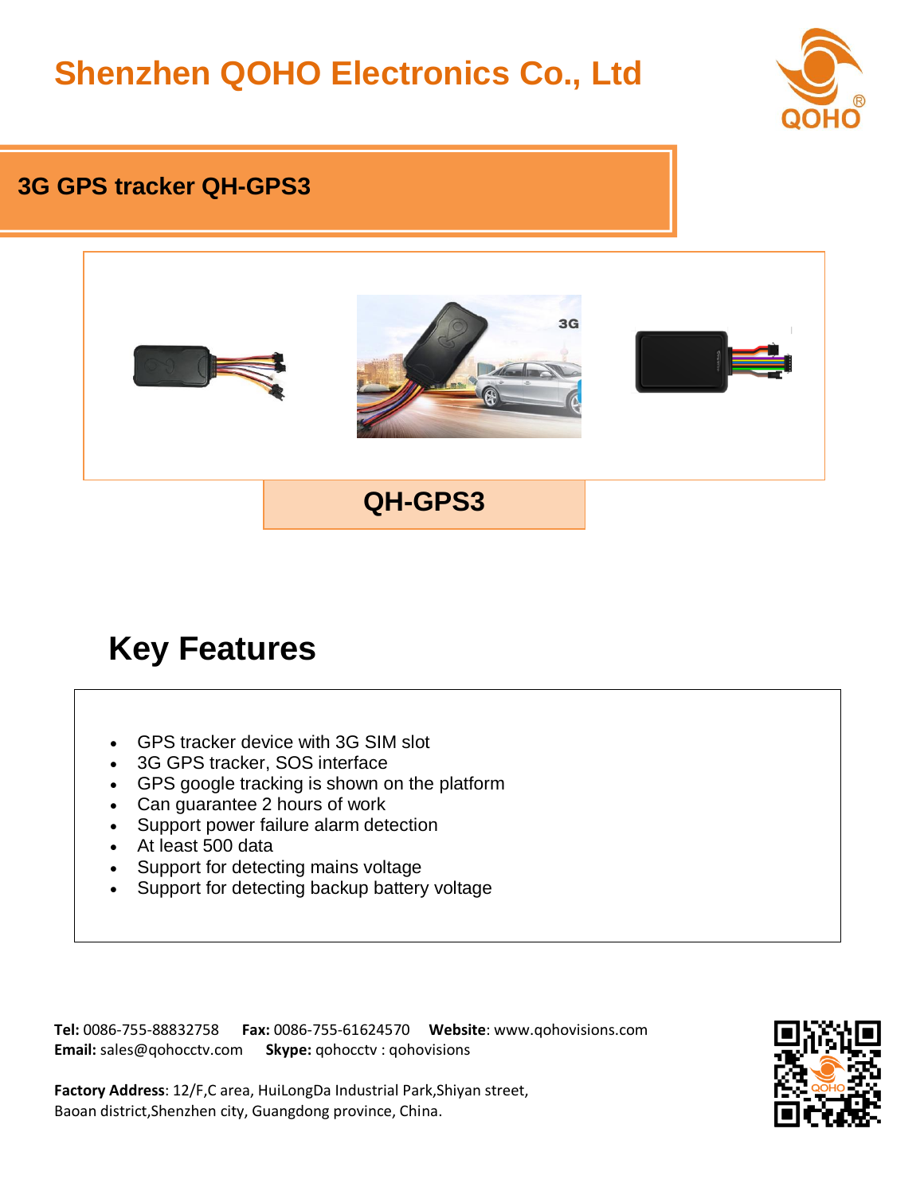# Shenzhen QOHO Electronics Co., Ltd

## 3G GPS tracker QH-GPS3

**QH-GPS3**

## Key Features

- GPS tracker device with 3G SIM slot
- 3G GPS tracker, SOS interface
- GPS google tracking is shown on the platform
- Can guarantee 2 hours of work
- Support power failure alarm detection
- At least 500 data
- Support for detecting mains voltage
- Support for detecting backup battery voltage

**Tel:** 0086-755-88832758 **Fax:** 0086-755-61624570 **Website**: www.qohovisions.com
**Email:** sales@qohocctv.com **Skype:** qohocctv : qohovisions

**Factory Address**: 12/F,C area, HuiLongDa Industrial Park,Shiyan street, Baoan district,Shenzhen city, Guangdong province, China.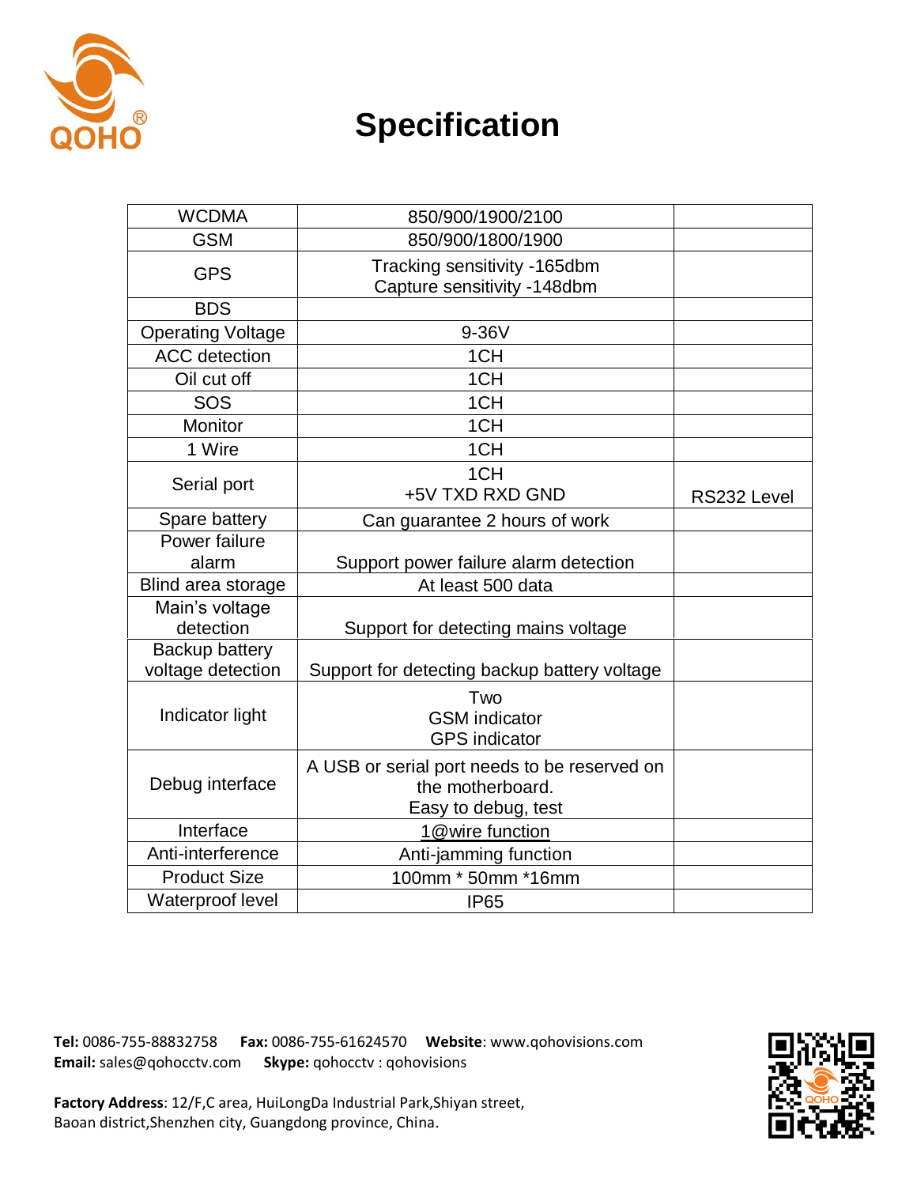# Specification

| WCDMA | 850/900/1900/2100 | |
|---|---|---|
| GSM | 850/900/1800/1900 | |
| GPS | Tracking sensitivity -165dbm<br>Capture sensitivity -148dbm | |
| BDS | | |
| Operating Voltage | 9-36V | |
| ACC detection | 1CH | |
| Oil cut off | 1CH | |
| SOS | 1CH | |
| Monitor | 1CH | |
| 1 Wire | 1CH | |
| Serial port | 1CH<br>+5V TXD RXD GND | RS232 Level |
| Spare battery | Can guarantee 2 hours of work | |
| Power failure alarm | Support power failure alarm detection | |
| Blind area storage | At least 500 data | |
| Main's voltage detection | Support for detecting mains voltage | |
| Backup battery voltage detection | Support for detecting backup battery voltage | |
| Indicator light | Two<br>GSM indicator<br>GPS indicator | |
| Debug interface | A USB or serial port needs to be reserved on the motherboard.<br>Easy to debug, test | |
| Interface | 1@wire function | |
| Anti-interference | Anti-jamming function | |
| Product Size | 100mm * 50mm *16mm | |
| Waterproof level | IP65 | |

**Tel:** 0086-755-88832758 **Fax:** 0086-755-61624570 **Website**: www.qohovisions.com
**Email:** sales@qohocctv.com **Skype:** qohocctv : qohovisions

**Factory Address**: 12/F,C area, HuiLongDa Industrial Park,Shiyan street, Baoan district,Shenzhen city, Guangdong province, China.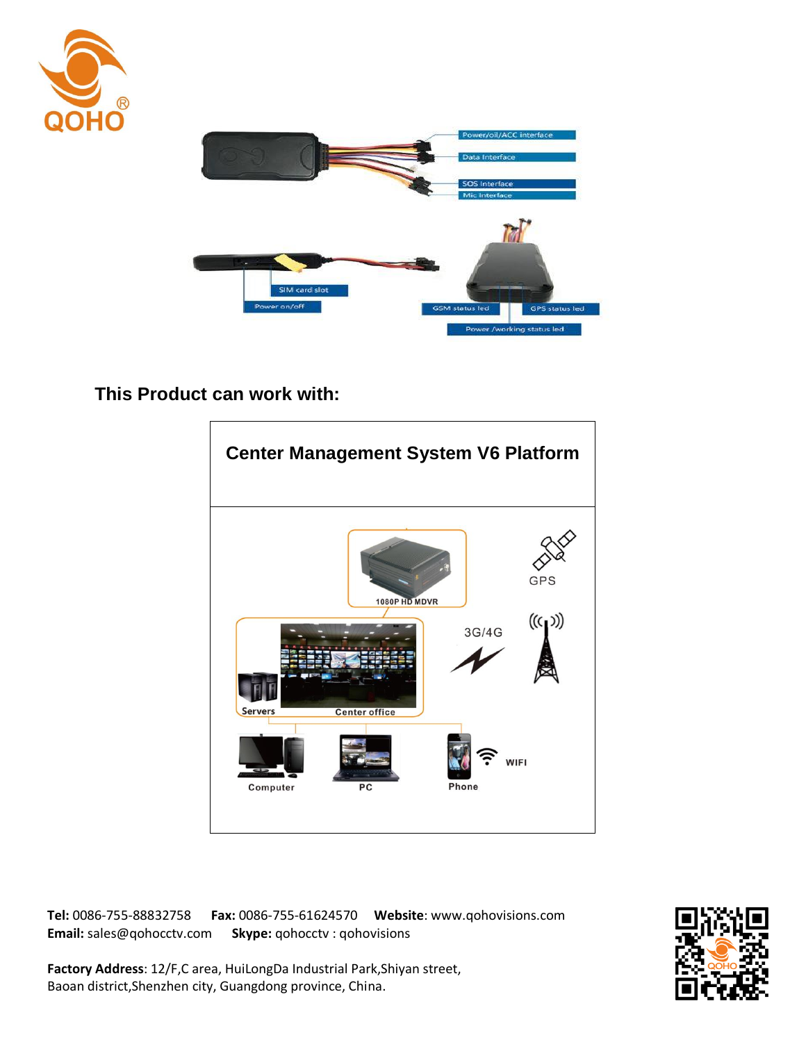QOHO®

Power/oil/ACC interface

Data Interface

SOS Interface

Mic Interface

SIM card slot

Power on/off

GSM status led

GPS status led

Power /working status led

## This Product can work with:

| Center Management System V6 Platform |
| --- |
| 1080P HD MDVR<br>GPS<br>3G/4G<br>Servers<br>Center office<br>Computer<br>PC<br>Phone<br>WIFI |

**Tel:** 0086-755-88832758 **Fax:** 0086-755-61624570 **Website**: www.qohovisions.com
**Email:** sales@qohocctv.com **Skype:** qohocctv : qohovisions

**Factory Address**: 12/F,C area, HuiLongDa Industrial Park,Shiyan street,
Baoan district,Shenzhen city, Guangdong province, China.